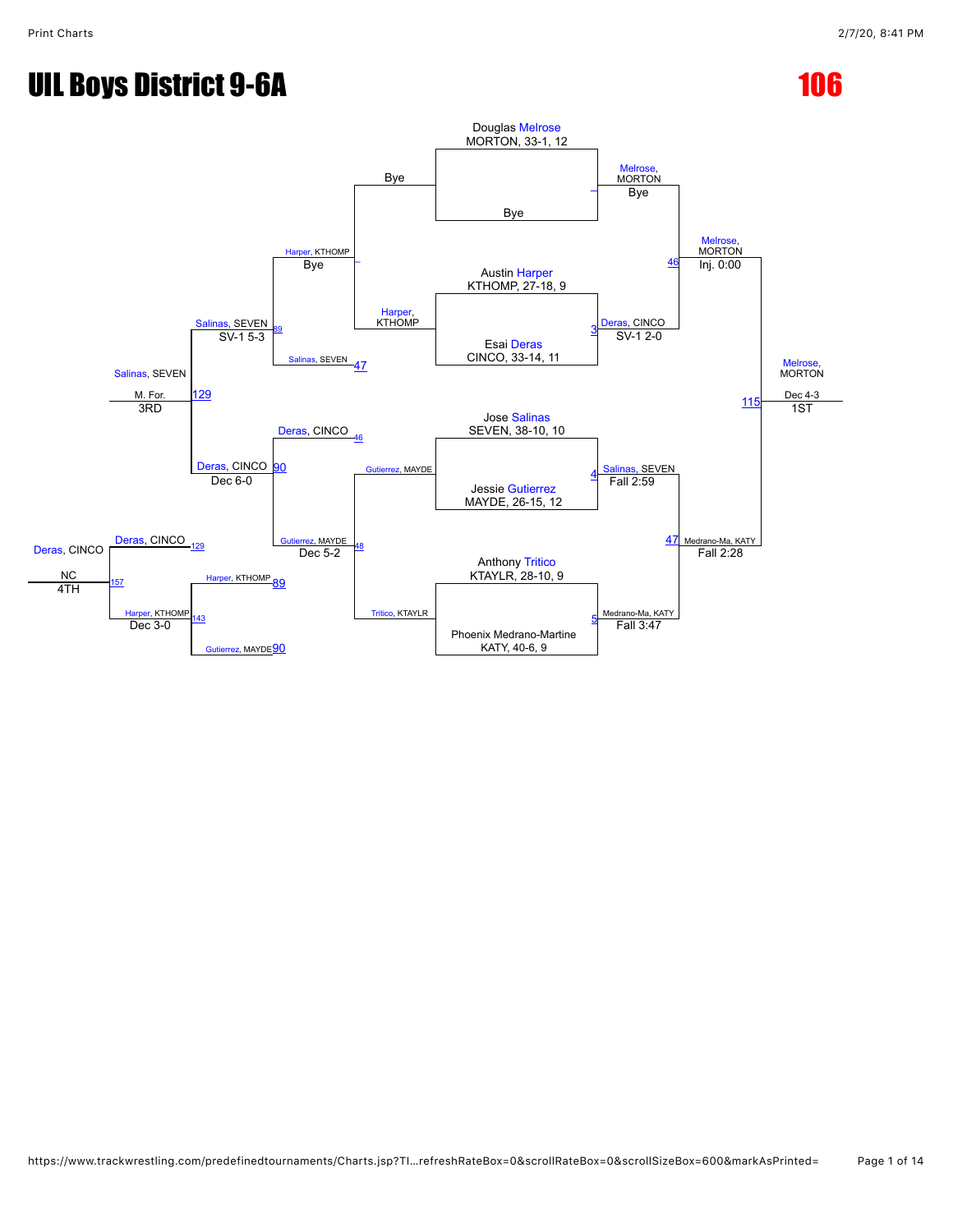# UIL Boys District 9-6A

# 106

## Championship Bracket

**First Round**

- Douglas Melrose, MORTON, 33-1, 12 vs. Bye — Winner: Melrose, MORTON (Bye)
- Austin Harper, KTHOMP, 27-18, 9 vs. Esai Deras, CINCO, 33-14, 11 — Match 3 — Winner: Deras, CINCO (SV-1 2-0)
- Jose Salinas, SEVEN, 38-10, 10 vs. Jessie Gutierrez, MAYDE, 26-15, 12 — Match 4 — Winner: Salinas, SEVEN (Fall 2:59)
- Anthony Tritico, KTAYLR, 28-10, 9 vs. Phoenix Medrano-Martine, KATY, 40-6, 9 — Match 5 — Winner: Medrano-Ma, KATY (Fall 3:47)

**Semifinals**

- Melrose, MORTON vs. Deras, CINCO — Match 46 — Winner: Melrose, MORTON (Inj. 0:00)
- Salinas, SEVEN vs. Medrano-Ma, KATY — Match 47 — Winner: Medrano-Ma, KATY (Fall 2:28)

**Final**

- Melrose, MORTON vs. Medrano-Ma, KATY — Match 115 — Winner: Melrose, MORTON (Dec 4-3) — 1ST

## Consolation Bracket

**First Round**

- Bye vs. Harper, KTHOMP — Winner: Harper, KTHOMP (Bye)
- Gutierrez, MAYDE vs. Tritico, KTAYLR — Match 48 — Winner: Gutierrez, MAYDE (Dec 5-2)

**Second Round**

- Harper, KTHOMP vs. Salinas, SEVEN (loser of 47) — Match 89 — Winner: Salinas, SEVEN (SV-1 5-3)
- Deras, CINCO (loser of 46) vs. Gutierrez, MAYDE — Match 90 — Winner: Deras, CINCO (Dec 6-0)

**3rd Place**

- Salinas, SEVEN vs. Deras, CINCO — Match 129 — Winner: Salinas, SEVEN (M. For.) — 3RD

**5th Place Bracket**

- Harper, KTHOMP (loser of 89) vs. Gutierrez, MAYDE (loser of 90) — Match 143 — Winner: Harper, KTHOMP (Dec 3-0)
- Deras, CINCO (loser of 129) vs. Harper, KTHOMP — Match 157 — Deras, CINCO (NC) — 4TH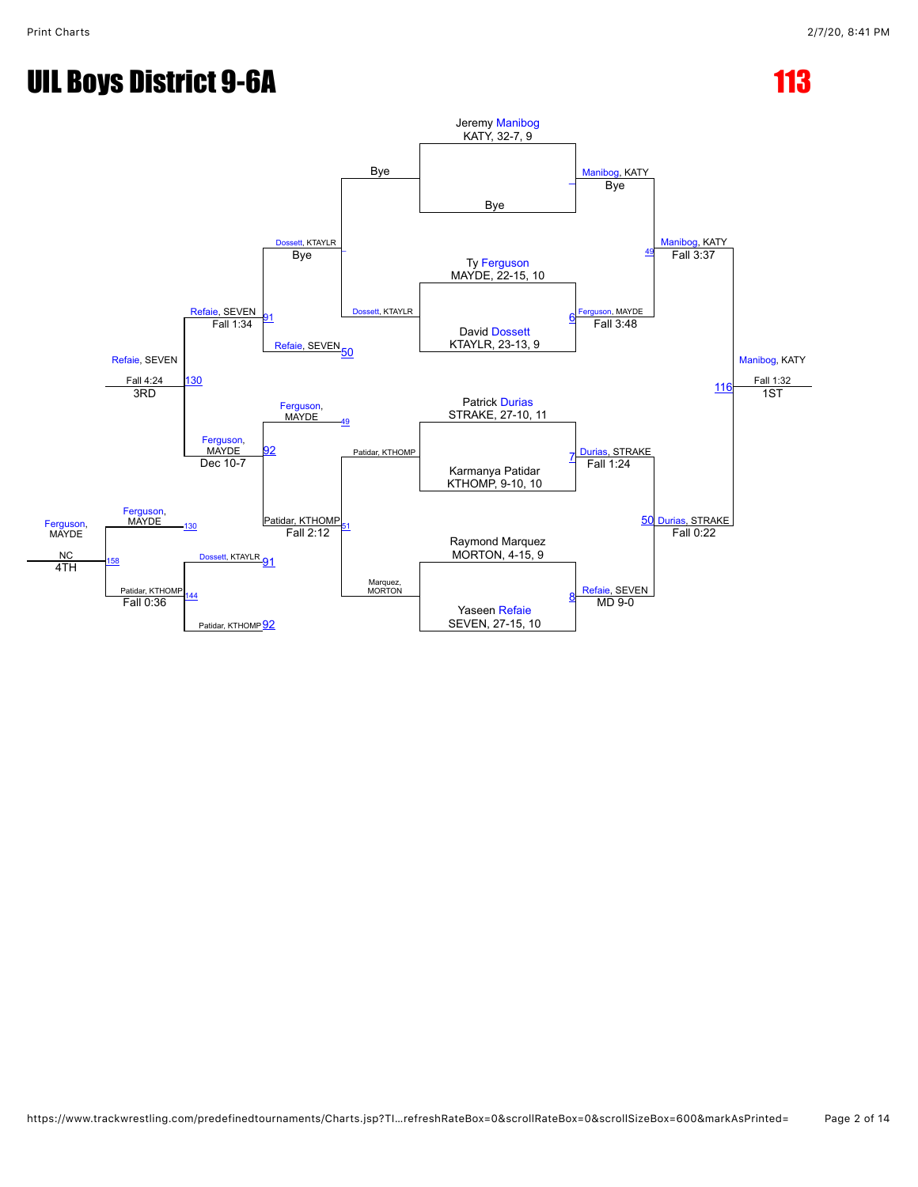# UIL Boys District 9-6A

## 113

### Championship Bracket

**First Round**

- Jeremy Manibog, KATY, 32-7, 9 vs. Bye — Manibog, KATY: Bye
- Ty Ferguson, MAYDE, 22-15, 10 vs. David Dossett, KTAYLR, 23-13, 9 — (6) Ferguson, MAYDE: Fall 3:48
- Patrick Durias, STRAKE, 27-10, 11 vs. Karmanya Patidar, KTHOMP, 9-10, 10 — (7) Durias, STRAKE: Fall 1:24
- Raymond Marquez, MORTON, 4-15, 9 vs. Yaseen Refaie, SEVEN, 27-15, 10 — (8) Refaie, SEVEN: MD 9-0

**Semifinals**

- Manibog, KATY vs. Ferguson, MAYDE — (49) Manibog, KATY: Fall 3:37
- Durias, STRAKE vs. Refaie, SEVEN — (50) Durias, STRAKE: Fall 0:22

**Final**

- Manibog, KATY vs. Durias, STRAKE — (116) Manibog, KATY: Fall 1:32 — 1ST

### Consolation Bracket

**Consolation First Round**

- Bye vs. Dossett, KTAYLR — Dossett, KTAYLR: Bye
- Patidar, KTHOMP vs. Marquez, MORTON — (51) Patidar, KTHOMP: Fall 2:12

**Consolation Second Round**

- Dossett, KTAYLR vs. Refaie, SEVEN (50) — (91) Refaie, SEVEN: Fall 1:34
- Ferguson, MAYDE (49) vs. Patidar, KTHOMP — (92) Ferguson, MAYDE: Dec 10-7

**3rd Place**

- Refaie, SEVEN vs. Ferguson, MAYDE — (130) Refaie, SEVEN: Fall 4:24 — 3RD

**Consolation (4th Place Path)**

- Dossett, KTAYLR (91) vs. Patidar, KTHOMP (92) — (144) Patidar, KTHOMP: Fall 0:36
- Ferguson, MAYDE (130) vs. Patidar, KTHOMP (144) — (158) Ferguson, MAYDE: NC — 4TH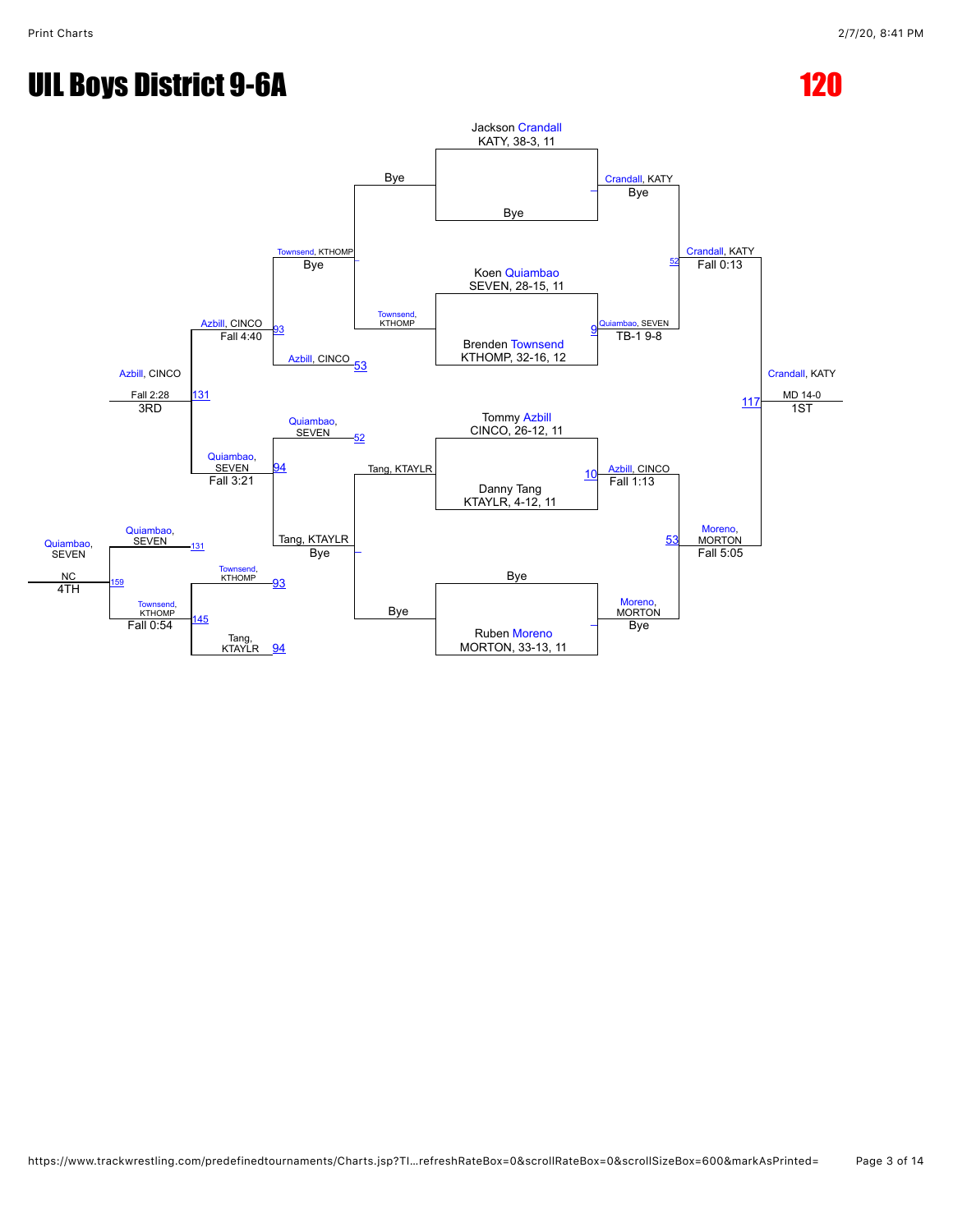# UIL Boys District 9-6A

# 120

## Championship Bracket

**First Round**

- Jackson Crandall, KATY, 38-3, 11 vs. Bye — Crandall, KATY (Bye)
- Koen Quiambao, SEVEN, 28-15, 11 vs. Brenden Townsend, KTHOMP, 32-16, 12 — Quiambao, SEVEN (TB-1 9-8)
- Tommy Azbill, CINCO, 26-12, 11 vs. Danny Tang, KTAYLR, 4-12, 11 — Azbill, CINCO (Fall 1:13)
- Bye vs. Ruben Moreno, MORTON, 33-13, 11 — Moreno, MORTON (Bye)

**Semifinals**

- Crandall, KATY vs. Quiambao, SEVEN — Crandall, KATY (Fall 0:13)
- Azbill, CINCO vs. Moreno, MORTON — Moreno, MORTON (Fall 5:05)

**Final**

- Crandall, KATY vs. Moreno, MORTON — Crandall, KATY (MD 14-0) — 1ST

## Consolation Bracket

**Consolation Round 1**

- Bye vs. Townsend, KTHOMP — Townsend, KTHOMP (Bye)
- Tang, KTAYLR vs. Bye — Tang, KTAYLR (Bye)

**Consolation Round 2**

- Townsend, KTHOMP vs. Azbill, CINCO — Azbill, CINCO (Fall 4:40)
- Quiambao, SEVEN vs. Tang, KTAYLR — Quiambao, SEVEN (Fall 3:21)

**3rd Place**

- Azbill, CINCO vs. Quiambao, SEVEN — Azbill, CINCO (Fall 2:28) — 3RD

**Consolation Bouts**

- Townsend, KTHOMP vs. Tang, KTAYLR — Townsend, KTHOMP (Fall 0:54)

**4th Place**

- Quiambao, SEVEN vs. Townsend, KTHOMP — Quiambao, SEVEN (NC) — 4TH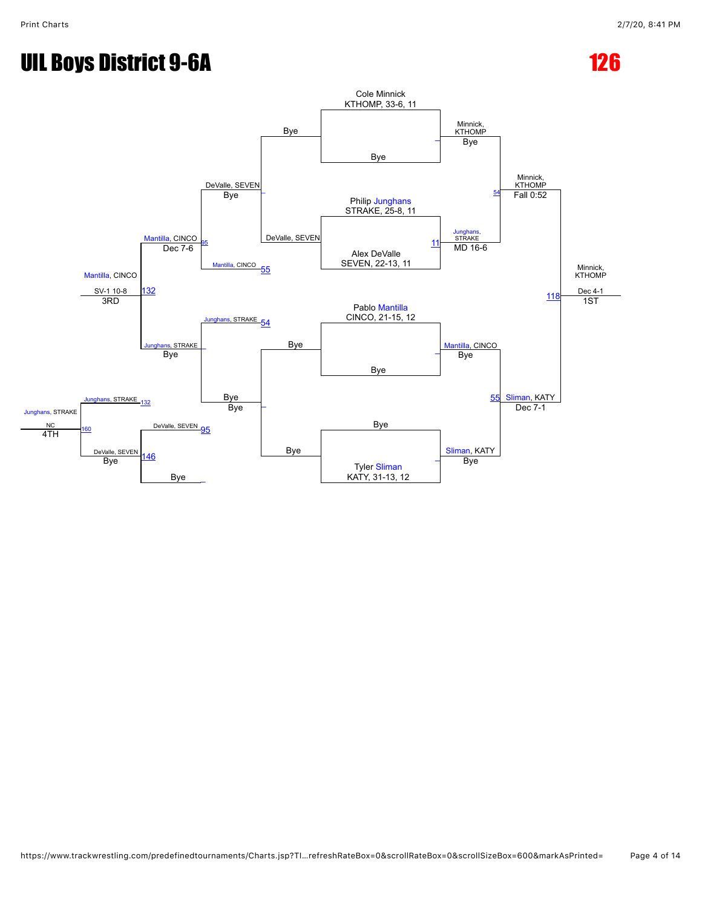# UIL Boys District 9-6A

# 126

## Championship Bracket

**Cole Minnick**, KTHOMP, 33-6, 11 vs Bye — Minnick, KTHOMP (Bye)

**Philip Junghans**, STRAKE, 25-8, 11 vs **Alex DeValle**, SEVEN, 22-13, 11 — Junghans, STRAKE (MD 16-6) [11]

**Pablo Mantilla**, CINCO, 21-15, 12 vs Bye — Mantilla, CINCO (Bye)

Bye vs **Tyler Sliman**, KATY, 31-13, 12 — Sliman, KATY (Bye)

Minnick, KTHOMP vs Junghans, STRAKE — Minnick, KTHOMP (Fall 0:52) [54]

Mantilla, CINCO vs Sliman, KATY — Sliman, KATY (Dec 7-1) [55]

Minnick, KTHOMP vs Sliman, KATY — Minnick, KTHOMP (Dec 4-1) [118] — **1ST**

## Consolation Bracket

Bye vs DeValle, SEVEN — DeValle, SEVEN (Bye)

Bye vs Bye — Bye

DeValle, SEVEN vs Mantilla, CINCO [55] — Mantilla, CINCO (Dec 7-6) [95]

Junghans, STRAKE [54] vs Bye — Junghans, STRAKE (Bye)

Mantilla, CINCO vs Junghans, STRAKE — Mantilla, CINCO (SV-1 10-8) [132] — **3RD**

DeValle, SEVEN [95] vs Bye — DeValle, SEVEN (Bye) [146]

Junghans, STRAKE [132] vs DeValle, SEVEN — Junghans, STRAKE (NC) [160] — **4TH**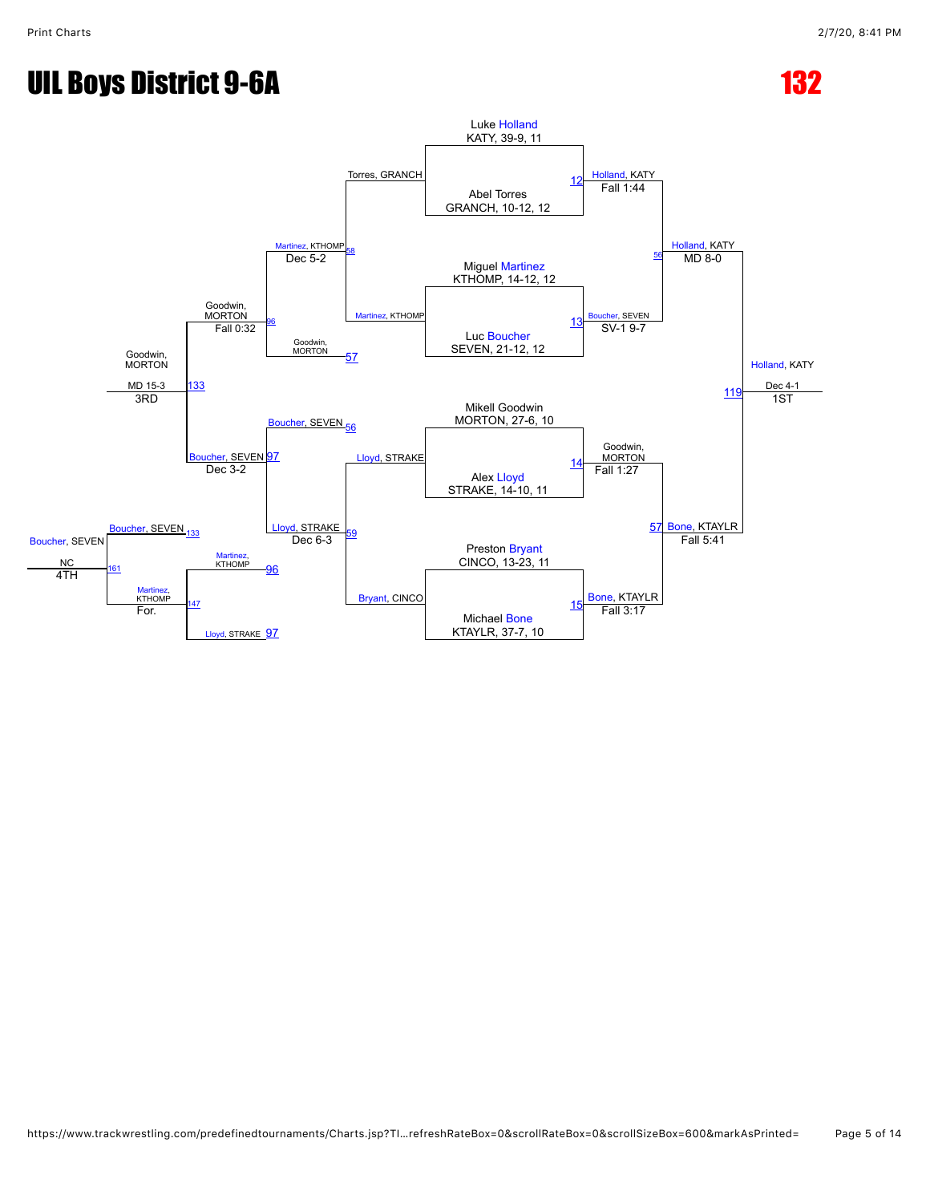# UIL Boys District 9-6A

# 132

## Championship Bracket

**First Round**

- Match 12: Luke Holland (KATY, 39-9, 11) vs. Abel Torres (GRANCH, 10-12, 12) — Holland, KATY, Fall 1:44
- Match 13: Miguel Martinez (KTHOMP, 14-12, 12) vs. Luc Boucher (SEVEN, 21-12, 12) — Boucher, SEVEN, SV-1 9-7
- Match 14: Mikell Goodwin (MORTON, 27-6, 10) vs. Alex Lloyd (STRAKE, 14-10, 11) — Goodwin, MORTON, Fall 1:27
- Match 15: Preston Bryant (CINCO, 13-23, 11) vs. Michael Bone (KTAYLR, 37-7, 10) — Bone, KTAYLR, Fall 3:17

**Semifinals**

- Match 56: Holland, KATY vs. Boucher, SEVEN — Holland, KATY, MD 8-0
- Match 57: Goodwin, MORTON vs. Bone, KTAYLR — Bone, KTAYLR, Fall 5:41

**Final**

- Match 119: Holland, KATY vs. Bone, KTAYLR — Holland, KATY, Dec 4-1 — 1ST

## Consolation Bracket

**Consolation Round 1**

- Match 58: Torres, GRANCH vs. Martinez, KTHOMP — Martinez, KTHOMP, Dec 5-2
- Match 59: Lloyd, STRAKE vs. Bryant, CINCO — Lloyd, STRAKE, Dec 6-3

**Consolation Round 2**

- Match 96: Martinez, KTHOMP vs. Goodwin, MORTON (57) — Goodwin, MORTON, Fall 0:32
- Match 97: Boucher, SEVEN (56) vs. Lloyd, STRAKE — Boucher, SEVEN, Dec 3-2

**3rd Place**

- Match 133: Goodwin, MORTON vs. Boucher, SEVEN — Goodwin, MORTON, MD 15-3 — 3RD

**5th Place (Consolation)**

- Match 147: Martinez, KTHOMP (96) vs. Lloyd, STRAKE (97) — Martinez, KTHOMP, For.

**4th Place**

- Match 161: Boucher, SEVEN (133) vs. Martinez, KTHOMP — Boucher, SEVEN, NC — 4TH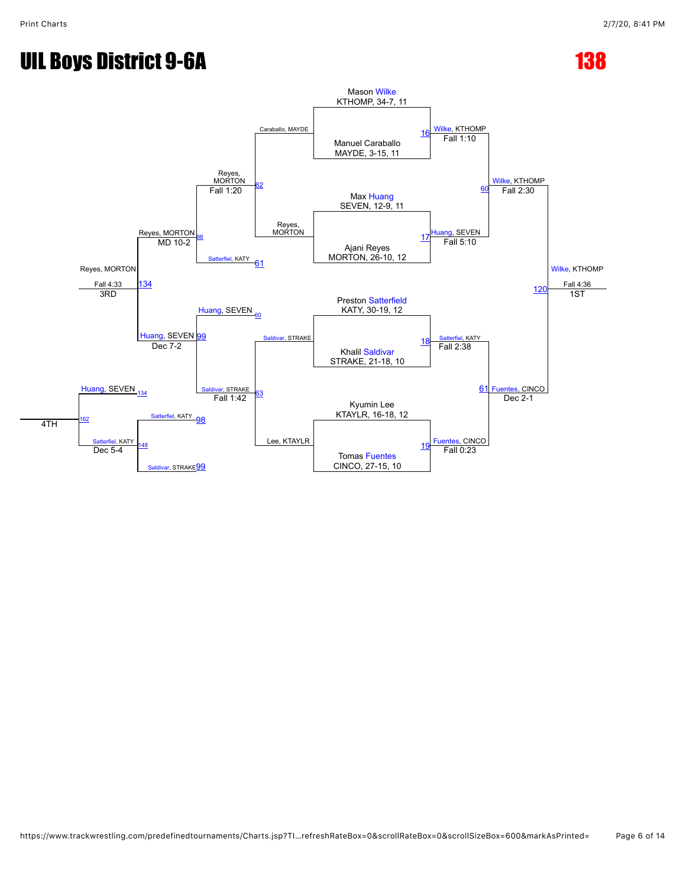# UIL Boys District 9-6A

## 138

### Championship Bracket

**Round 1**

- Bout 16: Mason Wilke (KTHOMP, 34-7, 11) vs. Manuel Caraballo (MAYDE, 3-15, 11) — Wilke, KTHOMP, Fall 1:10
- Bout 17: Max Huang (SEVEN, 12-9, 11) vs. Ajani Reyes (MORTON, 26-10, 12) — Huang, SEVEN, Fall 5:10
- Bout 18: Preston Satterfield (KATY, 30-19, 12) vs. Khalil Saldivar (STRAKE, 21-18, 10) — Satterfiel, KATY, Fall 2:38
- Bout 19: Kyumin Lee (KTAYLR, 16-18, 12) vs. Tomas Fuentes (CINCO, 27-15, 10) — Fuentes, CINCO, Fall 0:23

**Semifinals**

- Bout 60: Wilke, KTHOMP vs. Huang, SEVEN — Wilke, KTHOMP, Fall 2:30
- Bout 61: Satterfiel, KATY vs. Fuentes, CINCO — Fuentes, CINCO, Dec 2-1

**Final**

- Bout 120: Wilke, KTHOMP vs. Fuentes, CINCO — Wilke, KTHOMP, Fall 4:36 — 1ST

### Consolation Bracket

**Consolation Round 1**

- Bout 62: Caraballo, MAYDE vs. Reyes, MORTON — Reyes, MORTON, Fall 1:20
- Bout 63: Saldivar, STRAKE vs. Lee, KTAYLR — Saldivar, STRAKE, Fall 1:42

**Consolation Round 2**

- Bout 98: Reyes, MORTON vs. Satterfiel, KATY (loser of 61) — Reyes, MORTON, MD 10-2
- Bout 99: Huang, SEVEN (loser of 60) vs. Saldivar, STRAKE — Huang, SEVEN, Dec 7-2

**3rd Place**

- Bout 134: Reyes, MORTON vs. Huang, SEVEN — Reyes, MORTON, Fall 4:33 — 3RD

**Consolation (for 4th)**

- Bout 148: Satterfiel, KATY (loser of 98) vs. Saldivar, STRAKE (loser of 99) — Satterfiel, KATY, Dec 5-4

**4th Place**

- Bout 162: Huang, SEVEN (loser of 134) vs. Satterfiel, KATY — 4TH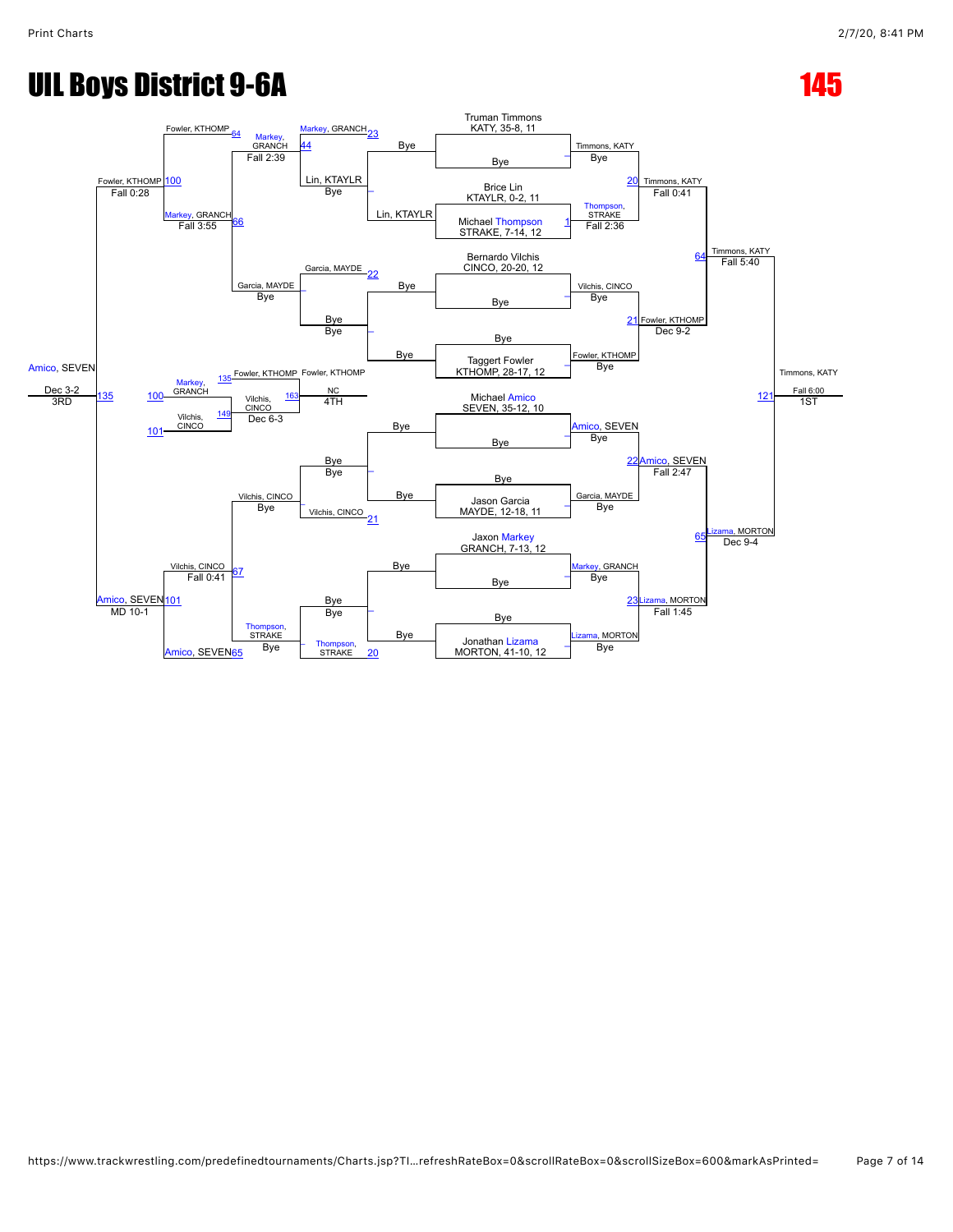# UIL Boys District 9-6A

# 145

## Championship Bracket

**Seeded wrestlers:**
- Truman Timmons, KATY, 35-8, 11
- Brice Lin, KTAYLR, 0-2, 11
- Michael Thompson, STRAKE, 7-14, 12
- Bernardo Vilchis, CINCO, 20-20, 12
- Taggert Fowler, KTHOMP, 28-17, 12
- Michael Amico, SEVEN, 35-12, 10
- Jason Garcia, MAYDE, 12-18, 11
- Jaxon Markey, GRANCH, 7-13, 12
- Jonathan Lizama, MORTON, 41-10, 12

**First round:**
- Timmons, KATY – Bye
- Thompson, STRAKE over Lin, KTAYLR (Fall 2:36) [1]
- Vilchis, CINCO – Bye
- Fowler, KTHOMP – Bye
- Amico, SEVEN – Bye
- Garcia, MAYDE – Bye
- Markey, GRANCH – Bye
- Lizama, MORTON – Bye

**Quarterfinals:**
- [20] Timmons, KATY over Thompson, STRAKE (Fall 0:41)
- [21] Fowler, KTHOMP over Vilchis, CINCO (Dec 9-2)
- [22] Amico, SEVEN over Garcia, MAYDE (Fall 2:47)
- [23] Lizama, MORTON over Markey, GRANCH (Fall 1:45)

**Semifinals:**
- [64] Timmons, KATY over Fowler, KTHOMP (Fall 5:40)
- [65] Lizama, MORTON over Amico, SEVEN (Dec 9-4)

**Final:**
- [121] Timmons, KATY (Fall 6:00) – 1ST

## Consolation Bracket

- [23] Markey, GRANCH – Bye; Lin, KTAYLR – Bye
- [44] Markey, GRANCH over Lin, KTAYLR (Fall 2:39)
- [22] Garcia, MAYDE – Bye; Bye – Bye
- [21] Vilchis, CINCO – Bye; Bye – Bye
- [20] Thompson, STRAKE – Bye; Bye – Bye
- [66] Markey, GRANCH over Garcia, MAYDE (Fall 3:55)
- [67] Vilchis, CINCO over Thompson, STRAKE (Fall 0:41)
- [64] Fowler, KTHOMP
- [65] Amico, SEVEN
- [100] Fowler, KTHOMP over Markey, GRANCH (Fall 0:28)
- [101] Amico, SEVEN over Vilchis, CINCO (MD 10-1)
- [135] Amico, SEVEN over Fowler, KTHOMP (Dec 3-2) – 3RD

**Place matches:**
- [135] Fowler, KTHOMP vs. [149] Vilchis, CINCO (from Markey, GRANCH [100] and Vilchis, CINCO [101]): Vilchis, CINCO (Dec 6-3)
- [163] Fowler, KTHOMP – NC – 4TH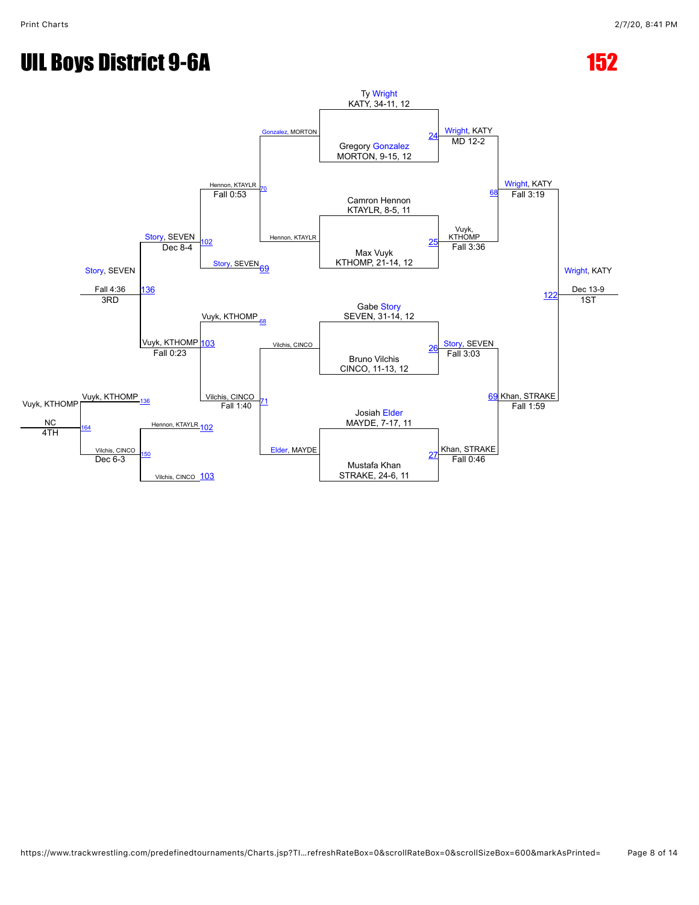# UIL Boys District 9-6A

# 152

## Championship Bracket

| Match | Wrestler 1 | Wrestler 2 | Winner | Result |
|---|---|---|---|---|
| 24 | Ty Wright, KATY, 34-11, 12 | Gregory Gonzalez, MORTON, 9-15, 12 | Wright, KATY | MD 12-2 |
| 25 | Camron Hennon, KTAYLR, 8-5, 11 | Max Vuyk, KTHOMP, 21-14, 12 | Vuyk, KTHOMP | Fall 3:36 |
| 26 | Gabe Story, SEVEN, 31-14, 12 | Bruno Vilchis, CINCO, 11-13, 12 | Story, SEVEN | Fall 3:03 |
| 27 | Josiah Elder, MAYDE, 7-17, 11 | Mustafa Khan, STRAKE, 24-6, 11 | Khan, STRAKE | Fall 0:46 |
| 68 | Wright, KATY | Vuyk, KTHOMP | Wright, KATY | Fall 3:19 |
| 69 | Story, SEVEN | Khan, STRAKE | Khan, STRAKE | Fall 1:59 |
| 122 | Wright, KATY | Khan, STRAKE | Wright, KATY | Dec 13-9 |

**1ST:** Wright, KATY

## Consolation Bracket

| Match | Wrestler 1 | Wrestler 2 | Winner | Result |
|---|---|---|---|---|
| 70 | Gonzalez, MORTON | Hennon, KTAYLR | Hennon, KTAYLR | Fall 0:53 |
| 71 | Vilchis, CINCO | Elder, MAYDE | Vilchis, CINCO | Fall 1:40 |
| 102 | Hennon, KTAYLR | Story, SEVEN (from 69) | Story, SEVEN | Dec 8-4 |
| 103 | Vuyk, KTHOMP (from 68) | Vilchis, CINCO | Vuyk, KTHOMP | Fall 0:23 |
| 136 | Story, SEVEN | Vuyk, KTHOMP | Story, SEVEN | Fall 4:36 |
| 150 | Hennon, KTAYLR (from 102) | Vilchis, CINCO (from 103) | Vilchis, CINCO | Dec 6-3 |
| 164 | Vuyk, KTHOMP (from 136) | Vilchis, CINCO | Vuyk, KTHOMP | NC |

**3RD:** Story, SEVEN

**4TH:** Vuyk, KTHOMP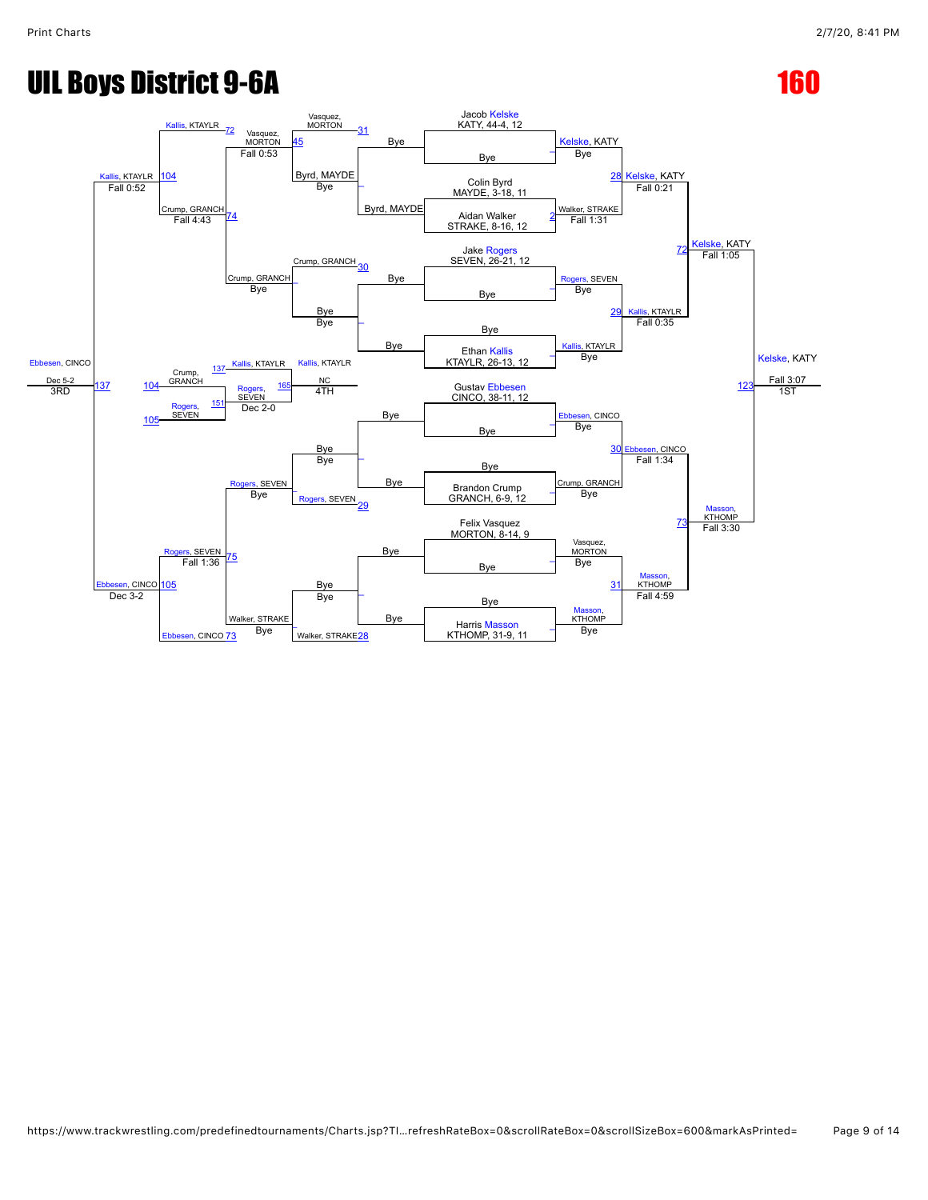# UIL Boys District 9-6A

# 160

## Championship Bracket

**Wrestlers (seed order):**
- Jacob Kelske, KATY, 44-4, 12
- Bye
- Colin Byrd, MAYDE, 3-18, 11
- Aidan Walker, STRAKE, 8-16, 12
- Jake Rogers, SEVEN, 26-21, 12
- Bye
- Bye
- Ethan Kallis, KTAYLR, 26-13, 12
- Gustav Ebbesen, CINCO, 38-11, 12
- Bye
- Bye
- Brandon Crump, GRANCH, 6-9, 12
- Felix Vasquez, MORTON, 8-14, 9
- Bye
- Bye
- Harris Masson, KTHOMP, 31-9, 11

**First Round:**
- Kelske, KATY — Bye
- Walker, STRAKE — Fall 1:31 (2)
- Rogers, SEVEN — Bye
- Kallis, KTAYLR — Bye
- Ebbesen, CINCO — Bye
- Crump, GRANCH — Bye
- Vasquez, MORTON — Bye
- Masson, KTHOMP — Bye

**Quarterfinals:**
- Kelske, KATY — Fall 0:21 (28)
- Kallis, KTAYLR — Fall 0:35 (29)
- Ebbesen, CINCO — Fall 1:34 (30)
- Masson, KTHOMP — Fall 4:59 (31)

**Semifinals:**
- Kelske, KATY — Fall 1:05 (72)
- Masson, KTHOMP — Fall 3:30 (73)

**Final:**
- Kelske, KATY — Fall 3:07 (123) — 1ST

## Consolation Bracket

**Consolation Round 1:**
- Byrd, MAYDE vs Bye — Byrd, MAYDE — Bye
- Bye vs Bye — Bye
- Bye vs Bye — Bye
- Bye vs Bye — Bye

**Consolation Round 2:**
- Vasquez, MORTON (31) vs Byrd, MAYDE — Vasquez, MORTON (45) — Fall 0:53
- Crump, GRANCH (30) — Bye
- Rogers, SEVEN (29) — Bye
- Walker, STRAKE (28) — Bye

**Consolation Quarterfinals:**
- Kallis, KTAYLR (72) vs Vasquez, MORTON — Crump, GRANCH (74) — Fall 4:43
- Rogers, SEVEN (75) — Fall 1:36 vs Walker, STRAKE

**Consolation Semifinals:**
- Kallis, KTAYLR (104) — Fall 0:52 vs Crump, GRANCH
- Ebbesen, CINCO (105) — Dec 3-2 vs Rogers, SEVEN; Ebbesen, CINCO (73)

**3rd Place:**
- Ebbesen, CINCO (137) — Dec 5-2 — 3RD

**5th Place:**
- Crump, GRANCH (104) vs Rogers, SEVEN (105) — Rogers, SEVEN (151) — Dec 2-0

**7th Place:**
- Kallis, KTAYLR (137) vs Rogers, SEVEN (165) — Kallis, KTAYLR — NC — 4TH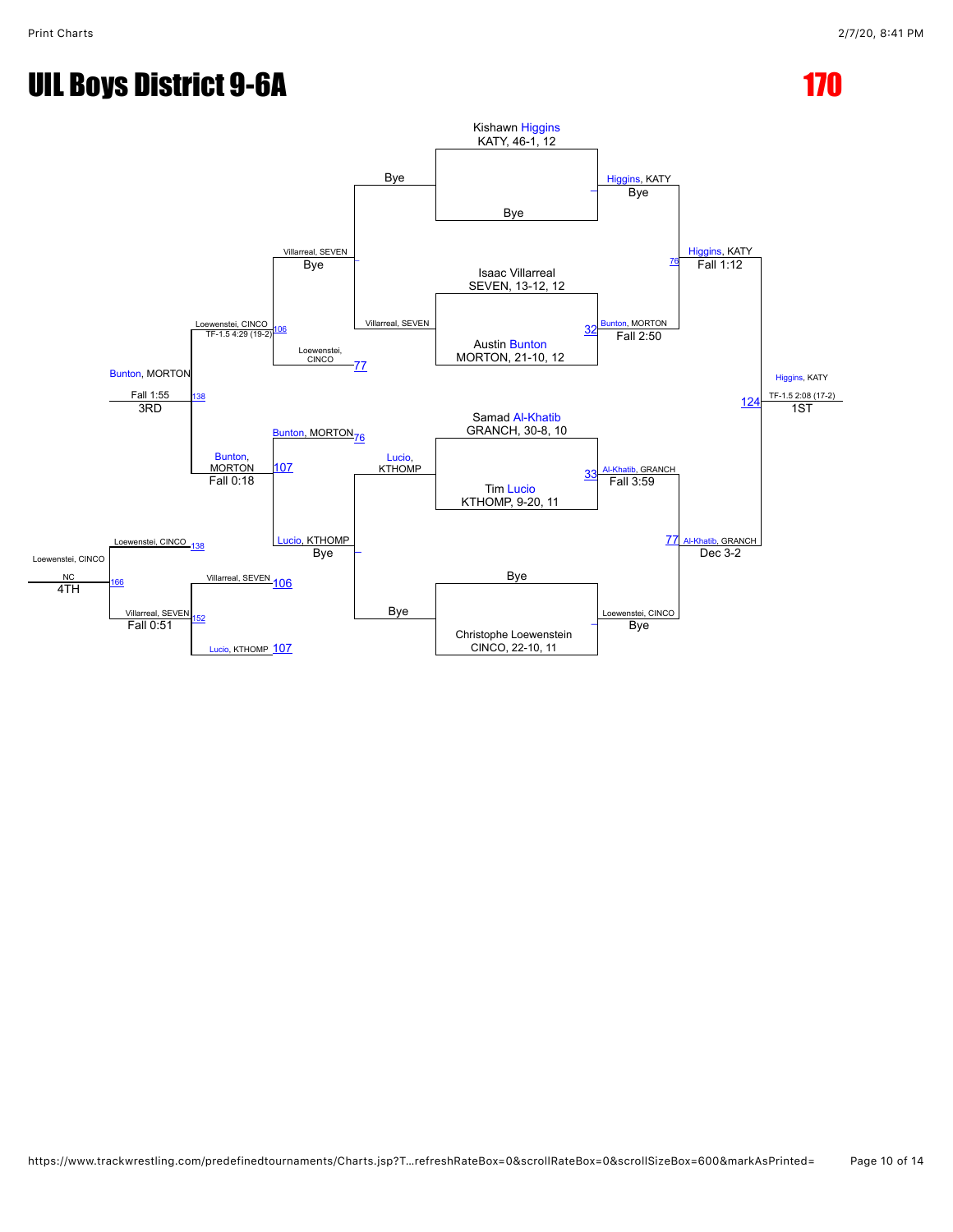# UIL Boys District 9-6A

## 170

### Championship Bracket

**First Round**

- Kishawn Higgins, KATY, 46-1, 12 vs. Bye — Higgins, KATY (Bye)
- Isaac Villarreal, SEVEN, 13-12, 12 vs. Austin Bunton, MORTON, 21-10, 12 — Bunton, MORTON (Fall 2:50) [32]
- Samad Al-Khatib, GRANCH, 30-8, 10 vs. Tim Lucio, KTHOMP, 9-20, 11 — Al-Khatib, GRANCH (Fall 3:59) [33]
- Bye vs. Christophe Loewenstein, CINCO, 22-10, 11 — Loewenstein, CINCO (Bye)

**Semifinals**

- Higgins, KATY vs. Bunton, MORTON — Higgins, KATY (Fall 1:12) [76]
- Al-Khatib, GRANCH vs. Loewenstein, CINCO — Al-Khatib, GRANCH (Dec 3-2) [77]

**Final**

- Higgins, KATY vs. Al-Khatib, GRANCH — Higgins, KATY (TF-1.5 2:08 (17-2)) [124] — 1ST

### Consolation Bracket

**Consolation Round 1**

- Bye vs. Villarreal, SEVEN — Villarreal, SEVEN (Bye)
- Lucio, KTHOMP vs. Bye — Lucio, KTHOMP (Bye)

**Consolation Round 2**

- Villarreal, SEVEN vs. Loewenstei, CINCO [77] — Loewenstei, CINCO (TF-1.5 4:29 (19-2)) [106]
- Bunton, MORTON [76] vs. Lucio, KTHOMP — Bunton, MORTON (Fall 0:18) [107]

**3rd Place**

- Loewenstei, CINCO vs. Bunton, MORTON — Bunton, MORTON (Fall 1:55) [138] — 3RD

**Consolation Round (5th/4th path)**

- Villarreal, SEVEN [106] vs. Lucio, KTHOMP [107] — Villarreal, SEVEN (Fall 0:51) [152]

**4th Place**

- Loewenstei, CINCO [138] vs. Villarreal, SEVEN [152] — Loewenstei, CINCO (NC) [166] — 4TH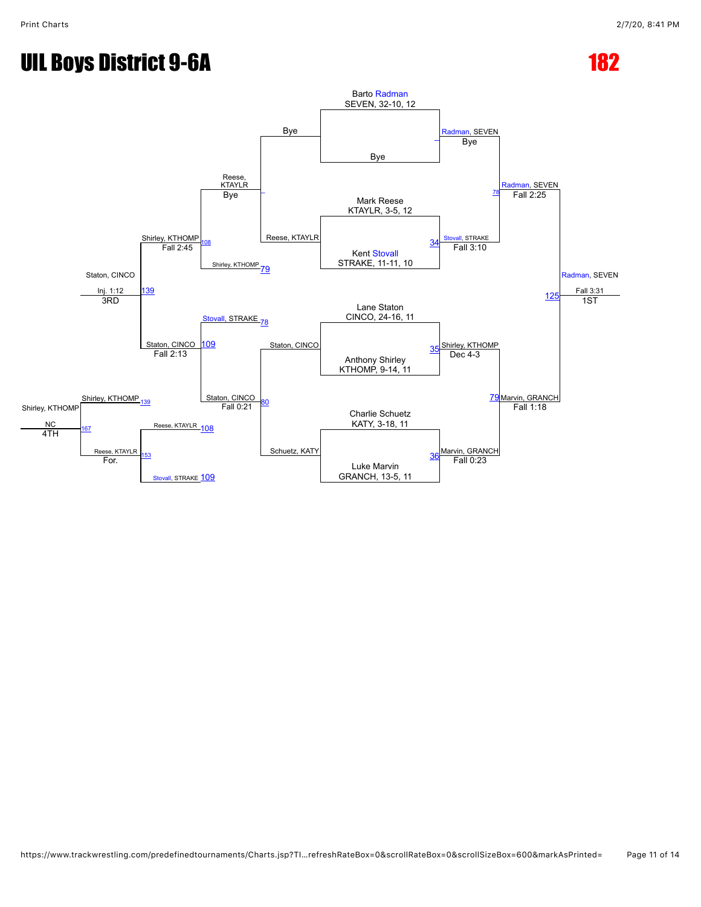# UIL Boys District 9-6A

## 182

### Championship Bracket

**First Round**

- Barto Radman, SEVEN, 32-10, 12 vs. Bye — Radman, SEVEN (Bye)
- Mark Reese, KTAYLR, 3-5, 12 vs. Kent Stovall, STRAKE, 11-11, 10 — Stovall, STRAKE (Fall 3:10) [34]
- Lane Staton, CINCO, 24-16, 11 vs. Anthony Shirley, KTHOMP, 9-14, 11 — Shirley, KTHOMP (Dec 4-3) [35]
- Charlie Schuetz, KATY, 3-18, 11 vs. Luke Marvin, GRANCH, 13-5, 11 — Marvin, GRANCH (Fall 0:23) [36]

**Semifinals**

- Radman, SEVEN vs. Stovall, STRAKE — Radman, SEVEN (Fall 2:25) [78]
- Shirley, KTHOMP vs. Marvin, GRANCH — Marvin, GRANCH (Fall 1:18) [79]

**Final**

- Radman, SEVEN vs. Marvin, GRANCH — Radman, SEVEN (Fall 3:31) [125] — **1ST**

### Consolation Bracket

- Bye vs. Reese, KTAYLR — Reese, KTAYLR (Bye)
- Staton, CINCO vs. Schuetz, KATY — Staton, CINCO (Fall 0:21) [80]
- Reese, KTAYLR vs. Shirley, KTHOMP [79] — Shirley, KTHOMP (Fall 2:45) [108]
- Stovall, STRAKE [78] vs. Staton, CINCO — Staton, CINCO (Fall 2:13) [109]
- Shirley, KTHOMP vs. Staton, CINCO — Staton, CINCO (Inj. 1:12) [139] — **3RD**
- Reese, KTAYLR [108] vs. Stovall, STRAKE [109] — Reese, KTAYLR (For.) [153]
- Shirley, KTHOMP [139] vs. Reese, KTAYLR — Shirley, KTHOMP (NC) [167] — **4TH**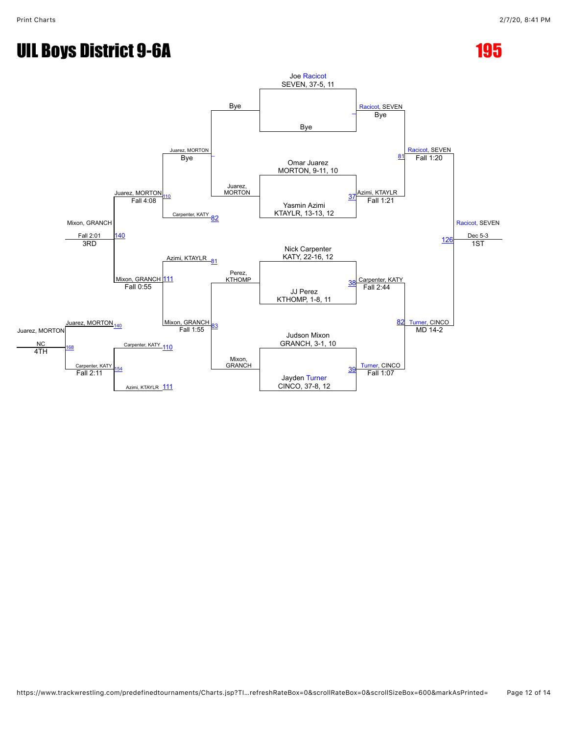# UIL Boys District 9-6A

# 195

## Championship Bracket

| Match | Wrestler 1 | Wrestler 2 | Winner | Result |
|---|---|---|---|---|
| – | Joe Racicot, SEVEN, 37-5, 11 | Bye | Racicot, SEVEN | Bye |
| 37 | Omar Juarez, MORTON, 9-11, 10 | Yasmin Azimi, KTAYLR, 13-13, 12 | Azimi, KTAYLR | Fall 1:21 |
| 38 | Nick Carpenter, KATY, 22-16, 12 | JJ Perez, KTHOMP, 1-8, 11 | Carpenter, KATY | Fall 2:44 |
| 39 | Judson Mixon, GRANCH, 3-1, 10 | Jayden Turner, CINCO, 37-8, 12 | Turner, CINCO | Fall 1:07 |
| 81 | Racicot, SEVEN | Azimi, KTAYLR | Racicot, SEVEN | Fall 1:20 |
| 82 | Carpenter, KATY | Turner, CINCO | Turner, CINCO | MD 14-2 |
| 126 | Racicot, SEVEN | Turner, CINCO | Racicot, SEVEN | Dec 5-3 (1ST) |

## Consolation Bracket

| Match | Wrestler 1 | Wrestler 2 | Winner | Result |
|---|---|---|---|---|
| – | Juarez, MORTON (loser of 37) | Bye | Juarez, MORTON | Bye |
| 83 | Perez, KTHOMP (loser of 38) | Mixon, GRANCH (loser of 39) | Mixon, GRANCH | Fall 1:55 |
| 110 | Juarez, MORTON | Carpenter, KATY (loser of 82) | Juarez, MORTON | Fall 4:08 |
| 111 | Azimi, KTAYLR (loser of 81) | Mixon, GRANCH | Mixon, GRANCH | Fall 0:55 |
| 140 | Juarez, MORTON | Mixon, GRANCH | Mixon, GRANCH | Fall 2:01 (3RD) |
| 154 | Carpenter, KATY (loser of 110) | Azimi, KTAYLR (loser of 111) | Carpenter, KATY | Fall 2:11 |
| 168 | Juarez, MORTON (loser of 140) | Carpenter, KATY | Juarez, MORTON | NC (4TH) |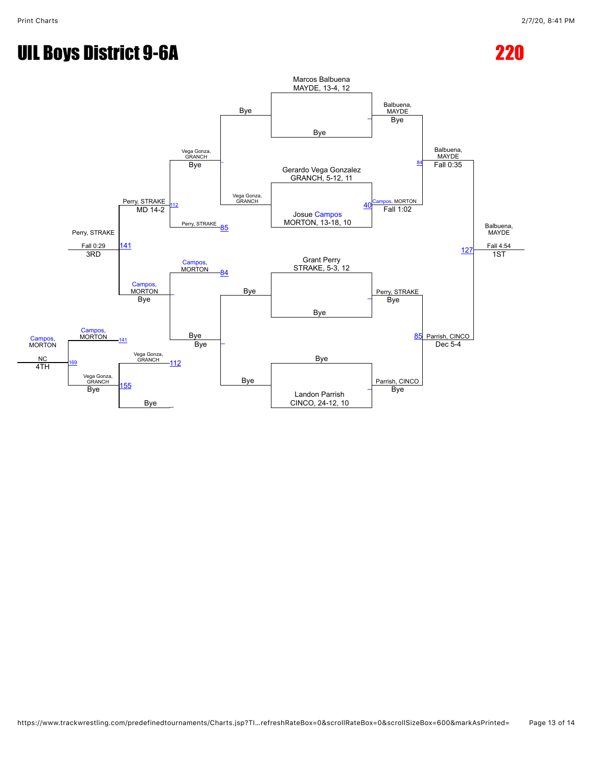# UIL Boys District 9-6A

# 220

## Championship Bracket

- Marcos Balbuena, MAYDE, 13-4, 12 vs Bye → Balbuena, MAYDE (Bye)
- Gerardo Vega Gonzalez, GRANCH, 5-12, 11 vs Josue Campos, MORTON, 13-18, 10 → Campos, MORTON (Fall 1:02) [40]
- Grant Perry, STRAKE, 5-3, 12 vs Bye → Perry, STRAKE (Bye)
- Bye vs Landon Parrish, CINCO, 24-12, 10 → Parrish, CINCO (Bye)

Semifinals:

- Balbuena, MAYDE vs Campos, MORTON → Balbuena, MAYDE (Fall 0:35) [84]
- Perry, STRAKE vs Parrish, CINCO → Parrish, CINCO (Dec 5-4) [85]

Final:

- Balbuena, MAYDE vs Parrish, CINCO → Balbuena, MAYDE (Fall 4:54) [127] — 1ST

## Consolation Bracket

- Bye vs Vega Gonza, GRANCH → Vega Gonza, GRANCH (Bye)
- Vega Gonza, GRANCH vs Perry, STRAKE → Perry, STRAKE [85]
- Campos, MORTON vs Bye → Campos, MORTON [84] (Bye)
- Bye vs Bye → Bye
- Perry, STRAKE vs Vega Gonza, GRANCH → Perry, STRAKE (MD 14-2) [112]
- Campos, MORTON vs Bye → Campos, MORTON (Bye)
- Vega Gonza, GRANCH vs Bye → Vega Gonza, GRANCH [112]

3rd Place:

- Perry, STRAKE vs Campos, MORTON → Perry, STRAKE (Fall 0:29) [141] — 3RD

5th Place / 4th:

- Vega Gonza, GRANCH vs Bye → Vega Gonza, GRANCH (Bye) [155]
- Campos, MORTON vs Vega Gonza, GRANCH → Campos, MORTON (NC) [169] — 4TH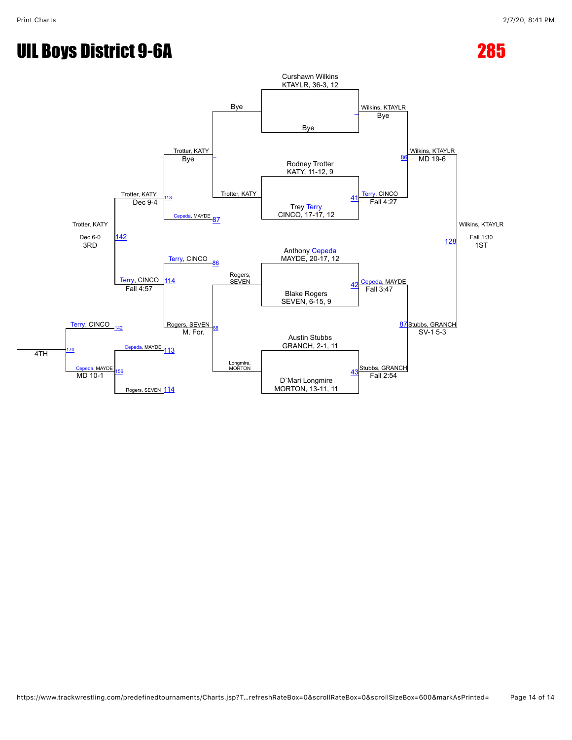# UIL Boys District 9-6A

# 285

Curshawn Wilkins
KTAYLR, 36-3, 12

Bye

Bye

Wilkins, KTAYLR
Bye

Rodney Trotter
KATY, 11-12, 9

Trey Terry
CINCO, 17-17, 12

Trotter, KATY

41 Terry, CINCO
Fall 4:27

86 Wilkins, KTAYLR
MD 19-6

Trotter, KATY
Bye

Cepeda, MAYDE 87

113 Trotter, KATY
Dec 9-4

Trotter, KATY
Dec 6-0
3RD

142

Wilkins, KTAYLR
128 Fall 1:30
1ST

Anthony Cepeda
MAYDE, 20-17, 12

Blake Rogers
SEVEN, 6-15, 9

Rogers, SEVEN

42 Cepeda, MAYDE
Fall 3:47

Terry, CINCO 86

114 Terry, CINCO
Fall 4:57

Rogers, SEVEN 88
M. For.

Austin Stubbs
GRANCH, 2-1, 11

D`Mari Longmire
MORTON, 13-11, 11

Longmire, MORTON

43 Stubbs, GRANCH
Fall 2:54

87 Stubbs, GRANCH
SV-1 5-3

Terry, CINCO 142

170
4TH

Cepeda, MAYDE 113

156 Cepeda, MAYDE
MD 10-1

Rogers, SEVEN 114